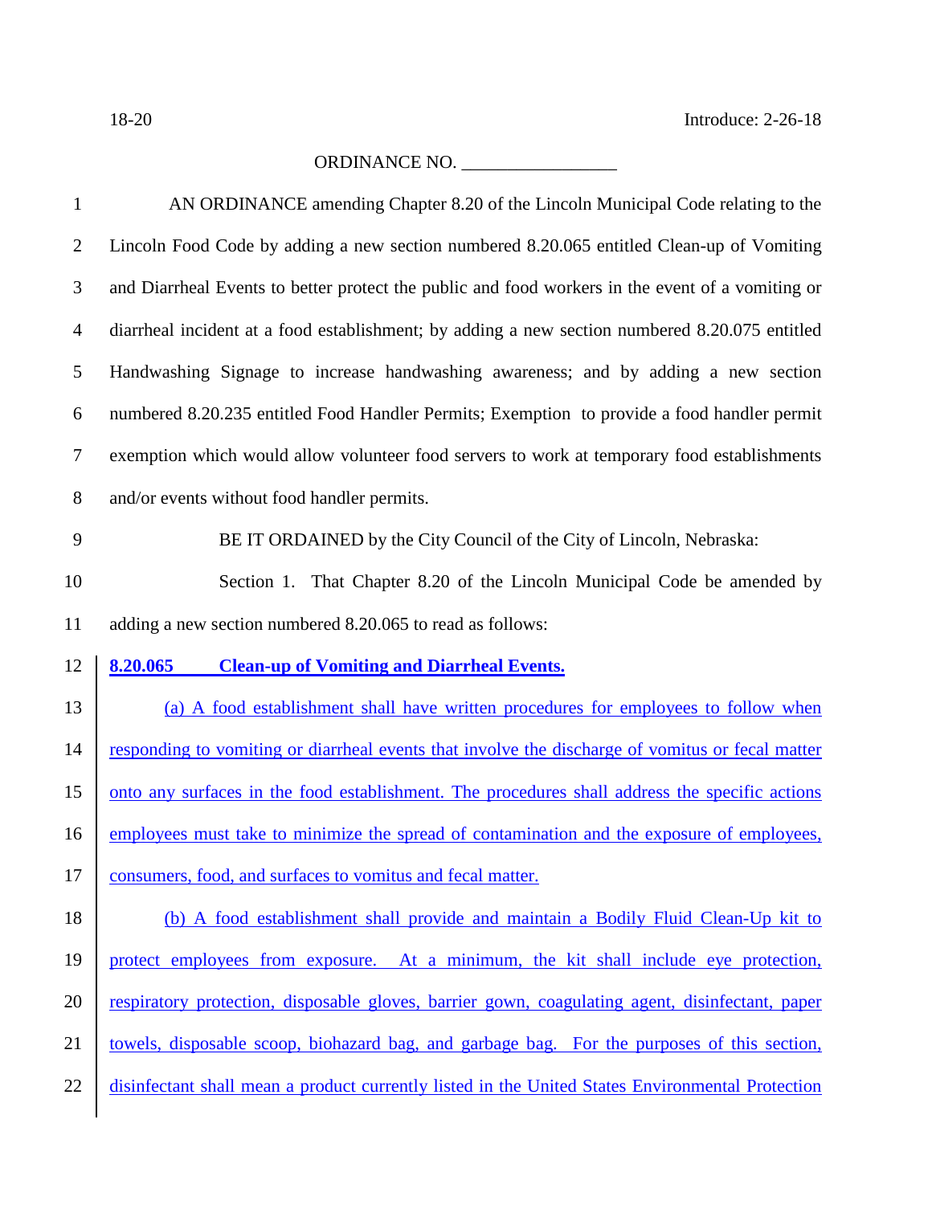18-20 Introduce: 2-26-18

ORDINANCE NO. _________________

AN ORDINANCE amending Chapter 8.20 of the Lincoln Municipal Code relating to the Lincoln Food Code by adding a new section numbered 8.20.065 entitled Clean-up of Vomiting and Diarrheal Events to better protect the public and food workers in the event of a vomiting or diarrheal incident at a food establishment; by adding a new section numbered 8.20.075 entitled Handwashing Signage to increase handwashing awareness; and by adding a new section numbered 8.20.235 entitled Food Handler Permits; Exemption to provide a food handler permit exemption which would allow volunteer food servers to work at temporary food establishments and/or events without food handler permits.

BE IT ORDAINED by the City Council of the City of Lincoln, Nebraska:

Section 1. That Chapter 8.20 of the Lincoln Municipal Code be amended by adding a new section numbered 8.20.065 to read as follows:

**8.20.065 Clean-up of Vomiting and Diarrheal Events.**

(a) A food establishment shall have written procedures for employees to follow when responding to vomiting or diarrheal events that involve the discharge of vomitus or fecal matter onto any surfaces in the food establishment. The procedures shall address the specific actions employees must take to minimize the spread of contamination and the exposure of employees, consumers, food, and surfaces to vomitus and fecal matter.

(b) A food establishment shall provide and maintain a Bodily Fluid Clean-Up kit to protect employees from exposure. At a minimum, the kit shall include eye protection, respiratory protection, disposable gloves, barrier gown, coagulating agent, disinfectant, paper towels, disposable scoop, biohazard bag, and garbage bag. For the purposes of this section, disinfectant shall mean a product currently listed in the United States Environmental Protection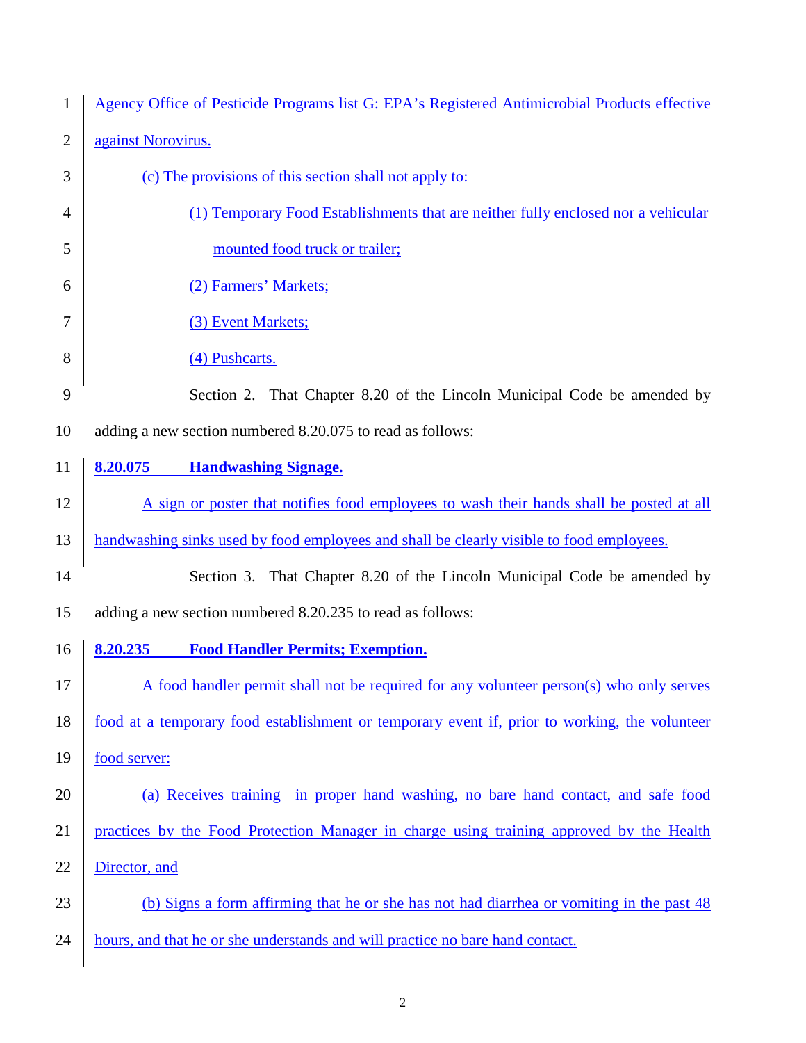Agency Office of Pesticide Programs list G: EPA's Registered Antimicrobial Products effective against Norovirus.

(c) The provisions of this section shall not apply to:

(1) Temporary Food Establishments that are neither fully enclosed nor a vehicular mounted food truck or trailer;

(2) Farmers' Markets;

(3) Event Markets;

(4) Pushcarts.

Section 2. That Chapter 8.20 of the Lincoln Municipal Code be amended by adding a new section numbered 8.20.075 to read as follows:

**8.20.075 Handwashing Signage.**

A sign or poster that notifies food employees to wash their hands shall be posted at all handwashing sinks used by food employees and shall be clearly visible to food employees.

Section 3. That Chapter 8.20 of the Lincoln Municipal Code be amended by adding a new section numbered 8.20.235 to read as follows:

**8.20.235 Food Handler Permits; Exemption.**

A food handler permit shall not be required for any volunteer person(s) who only serves food at a temporary food establishment or temporary event if, prior to working, the volunteer food server:

(a) Receives training in proper hand washing, no bare hand contact, and safe food practices by the Food Protection Manager in charge using training approved by the Health Director, and

(b) Signs a form affirming that he or she has not had diarrhea or vomiting in the past 48 hours, and that he or she understands and will practice no bare hand contact.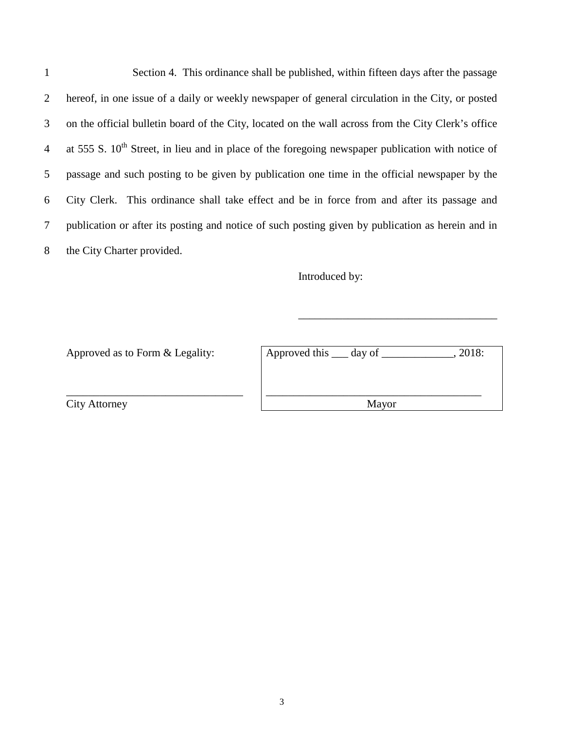Section 4. This ordinance shall be published, within fifteen days after the passage hereof, in one issue of a daily or weekly newspaper of general circulation in the City, or posted on the official bulletin board of the City, located on the wall across from the City Clerk's office at 555 S. 10th Street, in lieu and in place of the foregoing newspaper publication with notice of passage and such posting to be given by publication one time in the official newspaper by the City Clerk. This ordinance shall take effect and be in force from and after its passage and publication or after its posting and notice of such posting given by publication as herein and in the City Charter provided.

Introduced by:

\_\_\_\_\_\_\_\_\_\_\_\_\_\_\_\_\_\_\_\_\_\_\_\_\_\_\_\_\_\_\_\_\_\_\_\_

Approved as to Form & Legality:

\_\_\_\_\_\_\_\_\_\_\_\_\_\_\_\_\_\_\_\_\_\_\_\_\_\_\_\_\_\_\_\_
City Attorney

Approved this \_\_\_ day of \_\_\_\_\_\_\_\_\_\_\_\_\_, 2018:

\_\_\_\_\_\_\_\_\_\_\_\_\_\_\_\_\_\_\_\_\_\_\_\_\_\_\_\_\_\_\_\_\_\_\_\_\_\_\_
Mayor